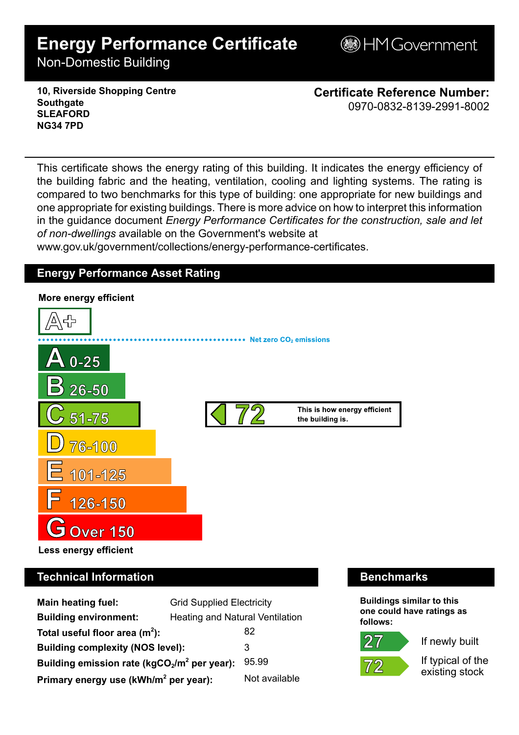# Energy Performance Certificate

Non-Domestic Building

HM Government

**10, Riverside Shopping Centre**
**Southgate**
**SLEAFORD**
**NG34 7PD**

**Certificate Reference Number:**
0970-0832-8139-2991-8002

This certificate shows the energy rating of this building. It indicates the energy efficiency of the building fabric and the heating, ventilation, cooling and lighting systems. The rating is compared to two benchmarks for this type of building: one appropriate for new buildings and one appropriate for existing buildings. There is more advice on how to interpret this information in the guidance document *Energy Performance Certificates for the construction, sale and let of non-dwellings* available on the Government's website at www.gov.uk/government/collections/energy-performance-certificates.

## Energy Performance Asset Rating

**More energy efficient**

- A+
- Net zero $CO_2$ emissions
- A 0-25
- B 26-50
- C 51-75
- D 76-100
- E 101-125
- F 126-150
- G Over 150

**Less energy efficient**

**72** — This is how energy efficient the building is.

## Technical Information

| | |
|---|---|
| **Main heating fuel:** | Grid Supplied Electricity |
| **Building environment:** | Heating and Natural Ventilation |
| **Total useful floor area ($m^2$):** | 82 |
| **Building complexity (NOS level):** | 3 |
| **Building emission rate ($kgCO_2/m^2$ per year):** | 95.99 |
| **Primary energy use ($kWh/m^2$ per year):** | Not available |

## Benchmarks

**Buildings similar to this one could have ratings as follows:**

| | |
|---|---|
| 27 | If newly built |
| 72 | If typical of the existing stock |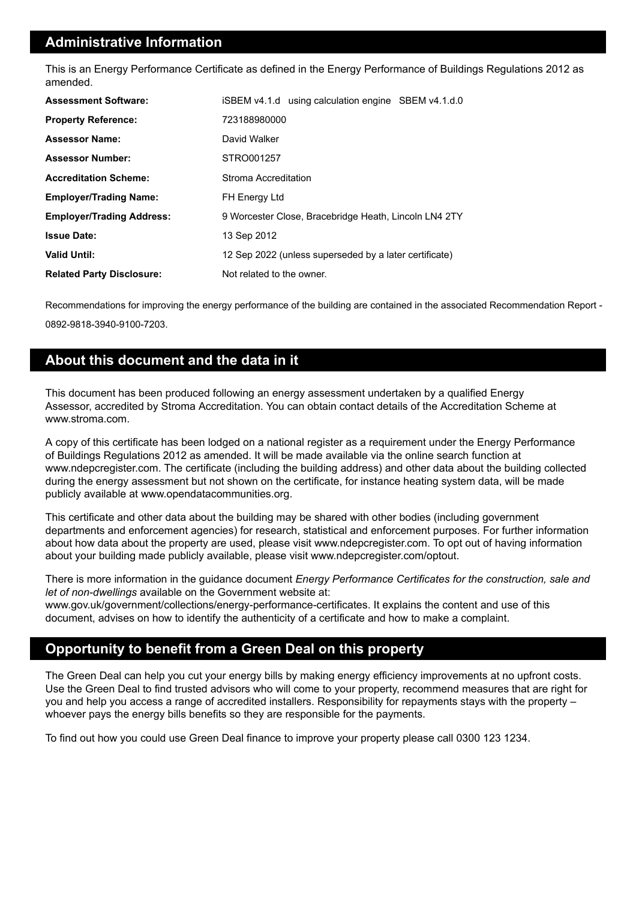## Administrative Information

This is an Energy Performance Certificate as defined in the Energy Performance of Buildings Regulations 2012 as amended.

| | |
|---|---|
| **Assessment Software:** | iSBEM v4.1.d using calculation engine SBEM v4.1.d.0 |
| **Property Reference:** | 723188980000 |
| **Assessor Name:** | David Walker |
| **Assessor Number:** | STRO001257 |
| **Accreditation Scheme:** | Stroma Accreditation |
| **Employer/Trading Name:** | FH Energy Ltd |
| **Employer/Trading Address:** | 9 Worcester Close, Bracebridge Heath, Lincoln LN4 2TY |
| **Issue Date:** | 13 Sep 2012 |
| **Valid Until:** | 12 Sep 2022 (unless superseded by a later certificate) |
| **Related Party Disclosure:** | Not related to the owner. |

Recommendations for improving the energy performance of the building are contained in the associated Recommendation Report - 0892-9818-3940-9100-7203.

## About this document and the data in it

This document has been produced following an energy assessment undertaken by a qualified Energy Assessor, accredited by Stroma Accreditation. You can obtain contact details of the Accreditation Scheme at www.stroma.com.

A copy of this certificate has been lodged on a national register as a requirement under the Energy Performance of Buildings Regulations 2012 as amended. It will be made available via the online search function at www.ndepcregister.com. The certificate (including the building address) and other data about the building collected during the energy assessment but not shown on the certificate, for instance heating system data, will be made publicly available at www.opendatacommunities.org.

This certificate and other data about the building may be shared with other bodies (including government departments and enforcement agencies) for research, statistical and enforcement purposes. For further information about how data about the property are used, please visit www.ndepcregister.com. To opt out of having information about your building made publicly available, please visit www.ndepcregister.com/optout.

There is more information in the guidance document *Energy Performance Certificates for the construction, sale and let of non-dwellings* available on the Government website at: www.gov.uk/government/collections/energy-performance-certificates. It explains the content and use of this document, advises on how to identify the authenticity of a certificate and how to make a complaint.

## Opportunity to benefit from a Green Deal on this property

The Green Deal can help you cut your energy bills by making energy efficiency improvements at no upfront costs. Use the Green Deal to find trusted advisors who will come to your property, recommend measures that are right for you and help you access a range of accredited installers. Responsibility for repayments stays with the property – whoever pays the energy bills benefits so they are responsible for the payments.

To find out how you could use Green Deal finance to improve your property please call 0300 123 1234.